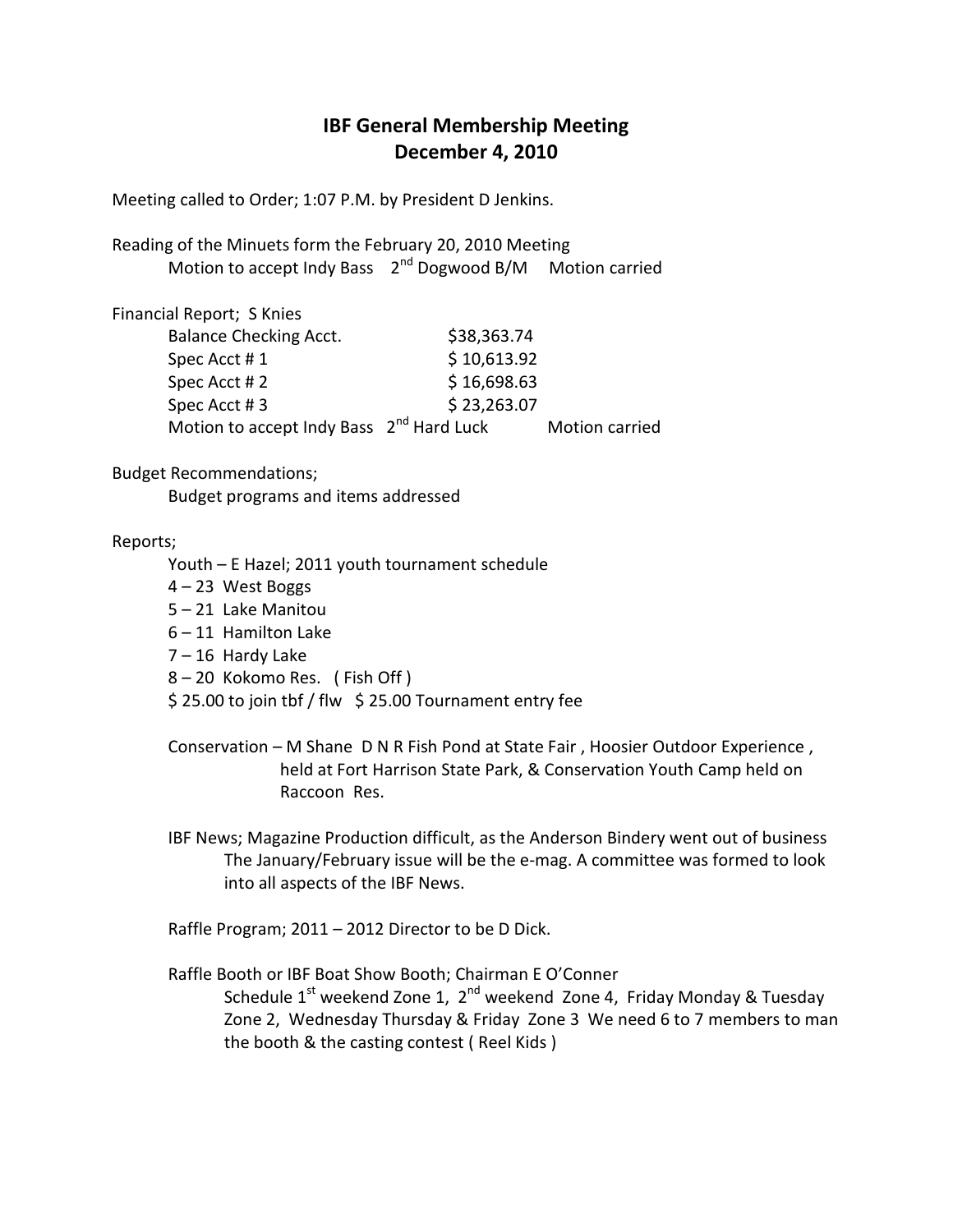# IBF General Membership Meeting
# December 4, 2010

Meeting called to Order; 1:07 P.M. by President D Jenkins.

Reading of the Minuets form the February 20, 2010 Meeting
Motion to accept Indy Bass 2nd Dogwood B/M Motion carried

Financial Report; S Knies

| | |
|---|---|
| Balance Checking Acct. | $38,363.74 |
| Spec Acct # 1 | $ 10,613.92 |
| Spec Acct # 2 | $ 16,698.63 |
| Spec Acct # 3 | $ 23,263.07 |

Motion to accept Indy Bass 2nd Hard Luck Motion carried

Budget Recommendations;
Budget programs and items addressed

Reports;

Youth – E Hazel; 2011 youth tournament schedule

4 – 23 West Boggs
5 – 21 Lake Manitou
6 – 11 Hamilton Lake
7 – 16 Hardy Lake
8 – 20 Kokomo Res. ( Fish Off )
$ 25.00 to join tbf / flw $ 25.00 Tournament entry fee

Conservation – M Shane D N R Fish Pond at State Fair , Hoosier Outdoor Experience , held at Fort Harrison State Park, & Conservation Youth Camp held on Raccoon Res.

IBF News; Magazine Production difficult, as the Anderson Bindery went out of business The January/February issue will be the e-mag. A committee was formed to look into all aspects of the IBF News.

Raffle Program; 2011 – 2012 Director to be D Dick.

Raffle Booth or IBF Boat Show Booth; Chairman E O'Conner
Schedule 1st weekend Zone 1, 2nd weekend Zone 4, Friday Monday & Tuesday Zone 2, Wednesday Thursday & Friday Zone 3 We need 6 to 7 members to man the booth & the casting contest ( Reel Kids )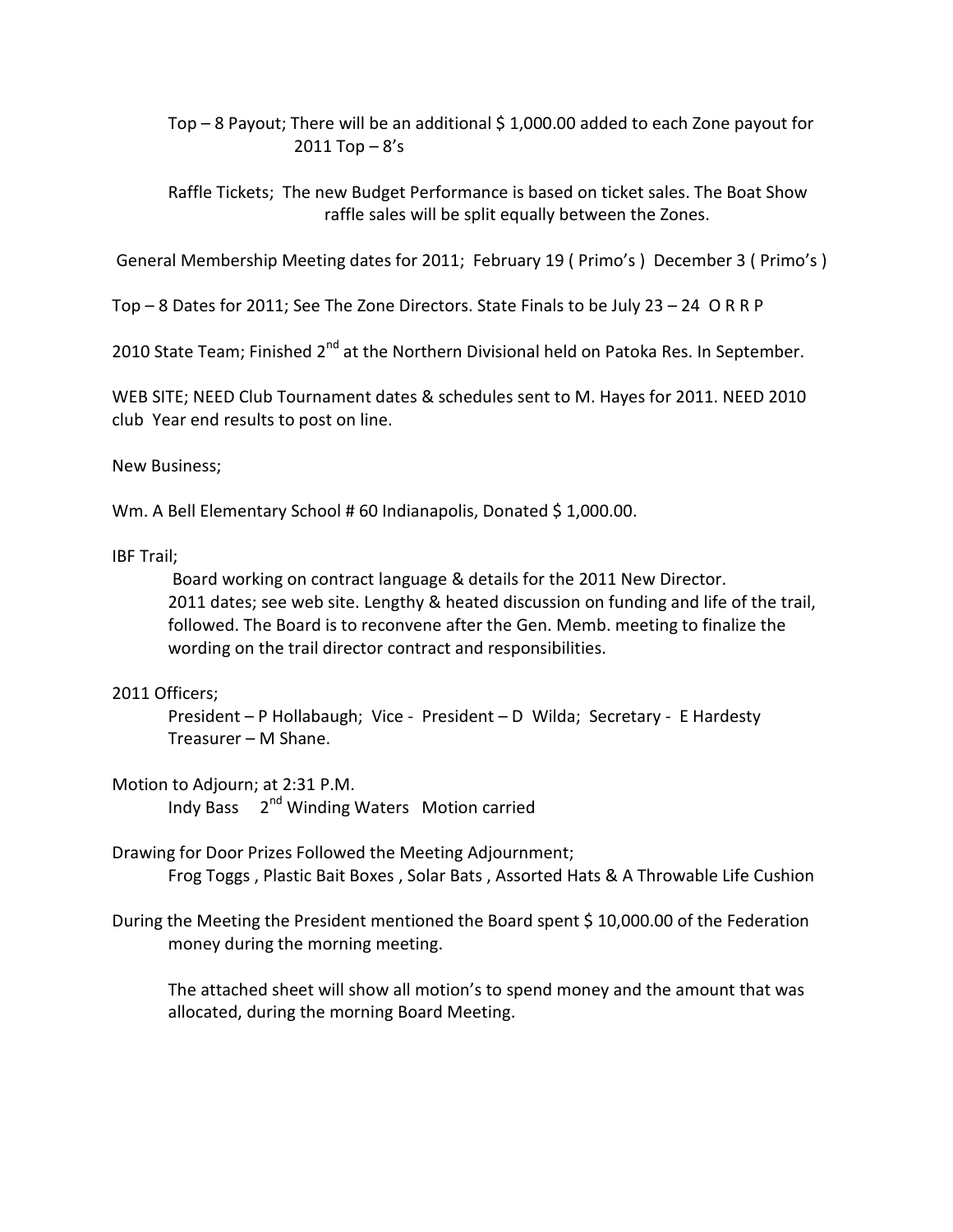Top – 8 Payout; There will be an additional $ 1,000.00 added to each Zone payout for 2011 Top – 8's

Raffle Tickets; The new Budget Performance is based on ticket sales. The Boat Show raffle sales will be split equally between the Zones.

General Membership Meeting dates for 2011; February 19 ( Primo's ) December 3 ( Primo's )

Top – 8 Dates for 2011; See The Zone Directors. State Finals to be July 23 – 24 O R R P

2010 State Team; Finished 2nd at the Northern Divisional held on Patoka Res. In September.

WEB SITE; NEED Club Tournament dates & schedules sent to M. Hayes for 2011. NEED 2010 club Year end results to post on line.

New Business;

Wm. A Bell Elementary School # 60 Indianapolis, Donated $ 1,000.00.

IBF Trail;

Board working on contract language & details for the 2011 New Director. 2011 dates; see web site. Lengthy & heated discussion on funding and life of the trail, followed. The Board is to reconvene after the Gen. Memb. meeting to finalize the wording on the trail director contract and responsibilities.

2011 Officers;

President – P Hollabaugh; Vice - President – D Wilda; Secretary - E Hardesty Treasurer – M Shane.

Motion to Adjourn; at 2:31 P.M.

Indy Bass 2nd Winding Waters Motion carried

Drawing for Door Prizes Followed the Meeting Adjournment;

Frog Toggs , Plastic Bait Boxes , Solar Bats , Assorted Hats & A Throwable Life Cushion

During the Meeting the President mentioned the Board spent $ 10,000.00 of the Federation money during the morning meeting.

The attached sheet will show all motion's to spend money and the amount that was allocated, during the morning Board Meeting.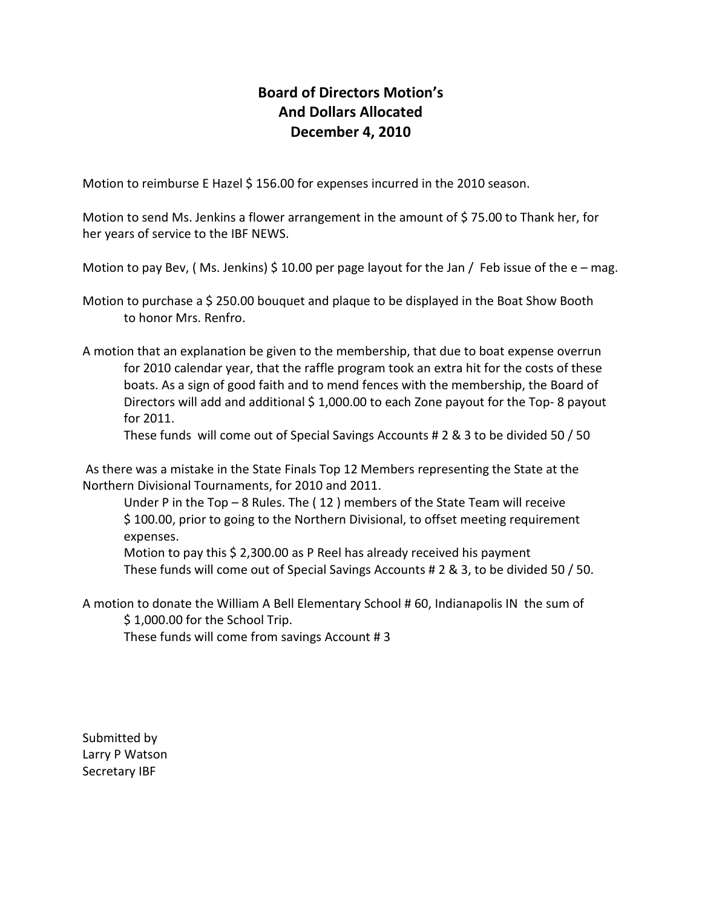# Board of Directors Motion's And Dollars Allocated December 4, 2010

Motion to reimburse E Hazel $ 156.00 for expenses incurred in the 2010 season.

Motion to send Ms. Jenkins a flower arrangement in the amount of $ 75.00 to Thank her, for her years of service to the IBF NEWS.

Motion to pay Bev, ( Ms. Jenkins) $ 10.00 per page layout for the Jan / Feb issue of the e – mag.

Motion to purchase a $ 250.00 bouquet and plaque to be displayed in the Boat Show Booth to honor Mrs. Renfro.

A motion that an explanation be given to the membership, that due to boat expense overrun for 2010 calendar year, that the raffle program took an extra hit for the costs of these boats. As a sign of good faith and to mend fences with the membership, the Board of Directors will add and additional $ 1,000.00 to each Zone payout for the Top- 8 payout for 2011.

These funds will come out of Special Savings Accounts # 2 & 3 to be divided 50 / 50

As there was a mistake in the State Finals Top 12 Members representing the State at the Northern Divisional Tournaments, for 2010 and 2011.

Under P in the Top – 8 Rules. The ( 12 ) members of the State Team will receive $ 100.00, prior to going to the Northern Divisional, to offset meeting requirement expenses.

Motion to pay this $ 2,300.00 as P Reel has already received his payment

These funds will come out of Special Savings Accounts # 2 & 3, to be divided 50 / 50.

A motion to donate the William A Bell Elementary School # 60, Indianapolis IN the sum of $ 1,000.00 for the School Trip.

These funds will come from savings Account # 3

Submitted by
Larry P Watson
Secretary IBF